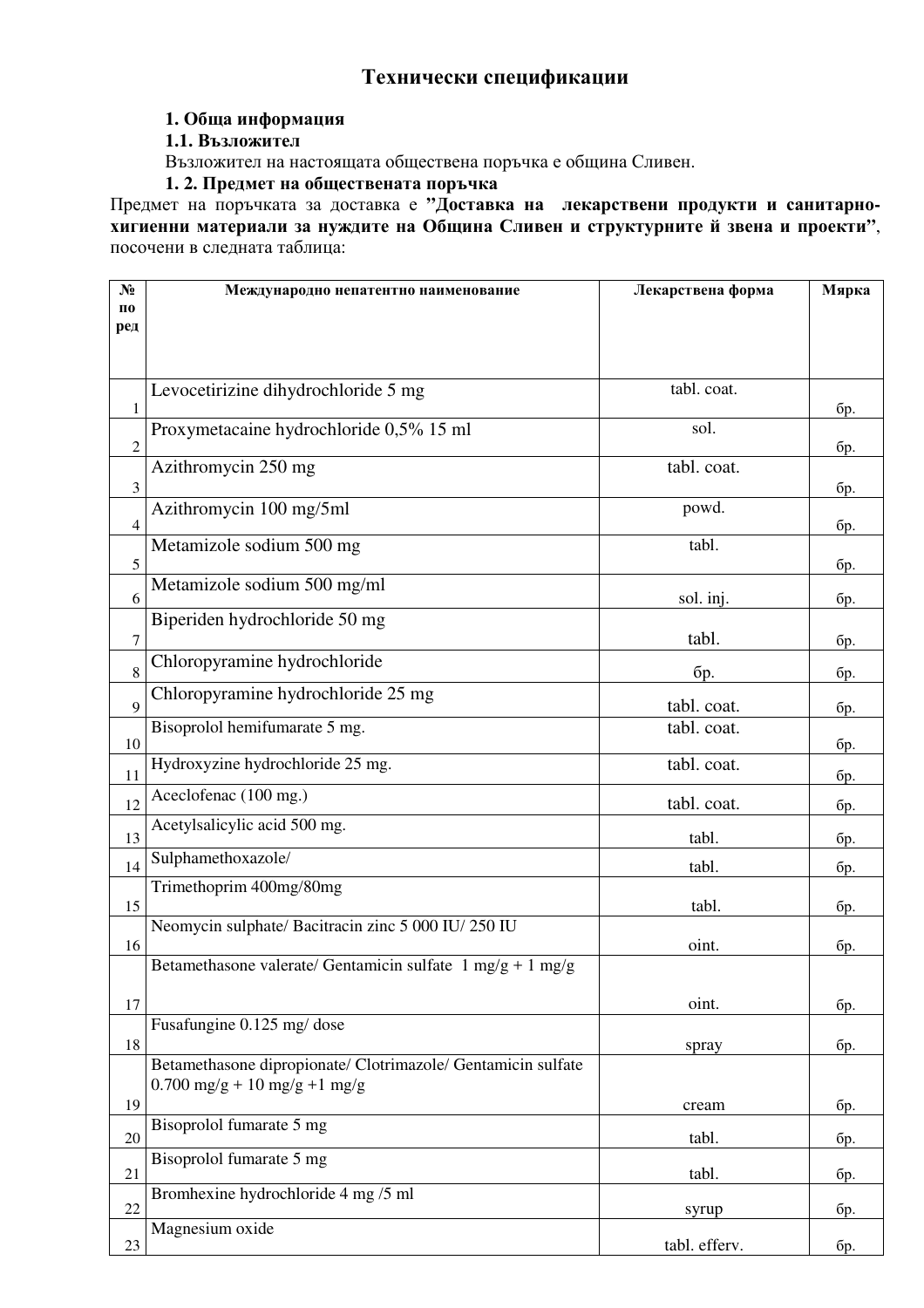# Технически спецификации

**1. Обща информация**

**1.1. Възложител**

Възложител на настоящата обществена поръчка е община Сливен.

**1. 2. Предмет на обществената поръчка**

Предмет на поръчката за доставка е **"Доставка на лекарствени продукти и санитарно-хигиенни материали за нуждите на Община Сливен и структурните й звена и проекти"**, посочени в следната таблица:

| № по ред | Международно непатентно наименование | Лекарствена форма | Мярка |
|---|---|---|---|
| 1 | Levocetirizine dihydrochloride 5 mg | tabl. coat. | бр. |
| 2 | Proxymetacaine hydrochloride 0,5% 15 ml | sol. | бр. |
| 3 | Azithromycin 250 mg | tabl. coat. | бр. |
| 4 | Azithromycin 100 mg/5ml | powd. | бр. |
| 5 | Metamizole sodium 500 mg | tabl. | бр. |
| 6 | Metamizole sodium 500 mg/ml | sol. inj. | бр. |
| 7 | Biperiden hydrochloride 50 mg | tabl. | бр. |
| 8 | Chloropyramine hydrochloride | бр. | бр. |
| 9 | Chloropyramine hydrochloride 25 mg | tabl. coat. | бр. |
| 10 | Bisoprolol hemifumarate 5 mg. | tabl. coat. | бр. |
| 11 | Hydroxyzine hydrochloride 25 mg. | tabl. coat. | бр. |
| 12 | Aceclofenac (100 mg.) | tabl. coat. | бр. |
| 13 | Acetylsalicylic acid 500 mg. | tabl. | бр. |
| 14 | Sulphamethoxazole/ | tabl. | бр. |
| 15 | Trimethoprim 400mg/80mg | tabl. | бр. |
| 16 | Neomycin sulphate/ Bacitracin zinc 5 000 IU/ 250 IU | oint. | бр. |
| 17 | Betamethasone valerate/ Gentamicin sulfate 1 mg/g + 1 mg/g | oint. | бр. |
| 18 | Fusafungine 0.125 mg/ dose | spray | бр. |
| 19 | Betamethasone dipropionate/ Clotrimazole/ Gentamicin sulfate 0.700 mg/g + 10 mg/g +1 mg/g | cream | бр. |
| 20 | Bisoprolol fumarate 5 mg | tabl. | бр. |
| 21 | Bisoprolol fumarate 5 mg | tabl. | бр. |
| 22 | Bromhexine hydrochloride 4 mg /5 ml | syrup | бр. |
| 23 | Magnesium oxide | tabl. efferv. | бр. |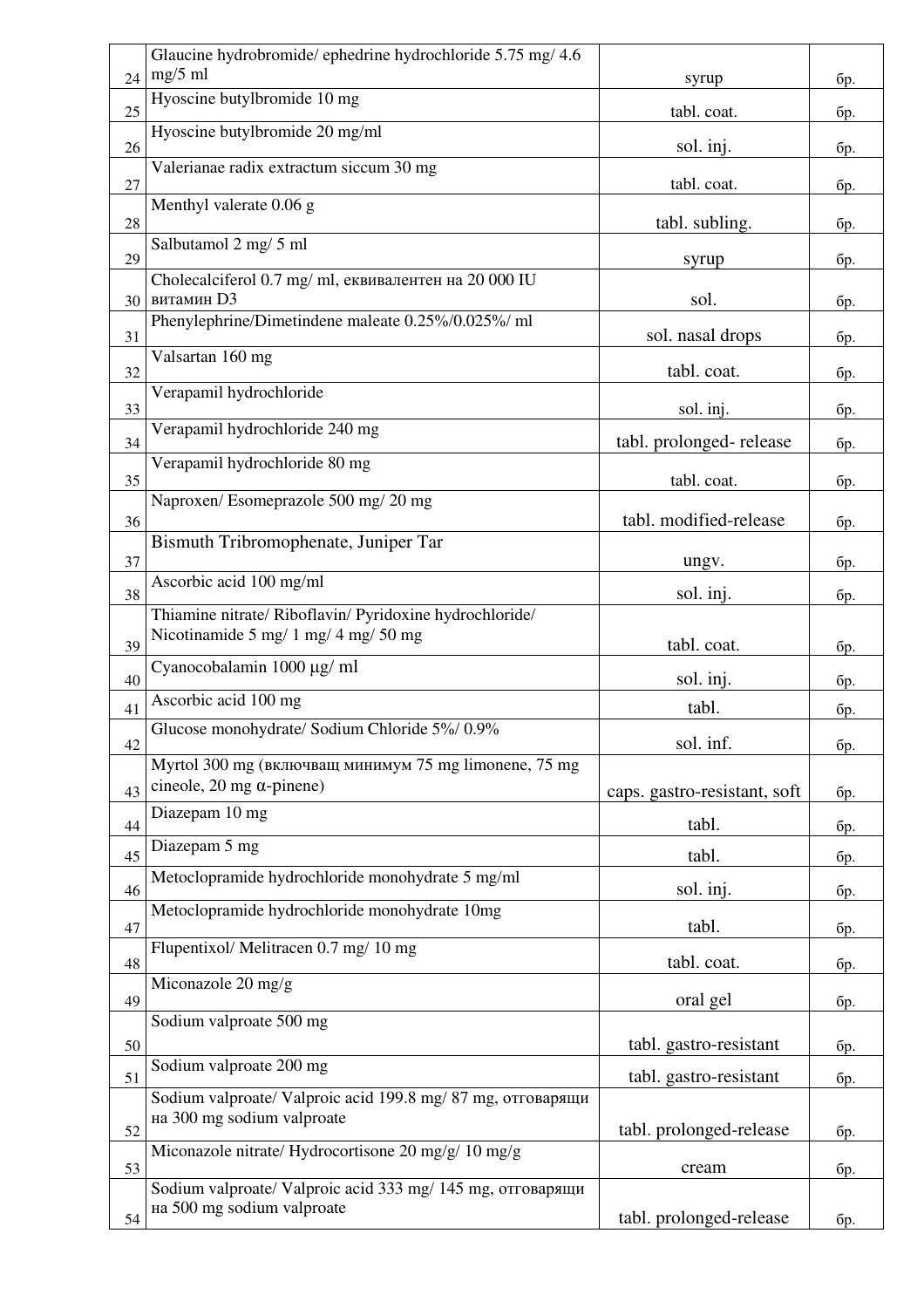| 24 | Glaucine hydrobromide/ ephedrine hydrochloride 5.75 mg/ 4.6 mg/5 ml | syrup | бр. |
|---|---|---|---|
| 25 | Hyoscine butylbromide 10 mg | tabl. coat. | бр. |
| 26 | Hyoscine butylbromide 20 mg/ml | sol. inj. | бр. |
| 27 | Valerianae radix extractum siccum 30 mg | tabl. coat. | бр. |
| 28 | Menthyl valerate 0.06 g | tabl. subling. | бр. |
| 29 | Salbutamol 2 mg/ 5 ml | syrup | бр. |
| 30 | Cholecalciferol 0.7 mg/ ml, еквивалентен на 20 000 IU витамин D3 | sol. | бр. |
| 31 | Phenylephrine/Dimetindene maleate 0.25%/0.025%/ ml | sol. nasal drops | бр. |
| 32 | Valsartan 160 mg | tabl. coat. | бр. |
| 33 | Verapamil hydrochloride | sol. inj. | бр. |
| 34 | Verapamil hydrochloride 240 mg | tabl. prolonged- release | бр. |
| 35 | Verapamil hydrochloride 80 mg | tabl. coat. | бр. |
| 36 | Naproxen/ Esomeprazole 500 mg/ 20 mg | tabl. modified-release | бр. |
| 37 | Bismuth Tribromophenate, Juniper Tar | ungv. | бр. |
| 38 | Ascorbic acid 100 mg/ml | sol. inj. | бр. |
| 39 | Thiamine nitrate/ Riboflavin/ Pyridoxine hydrochloride/ Nicotinamide 5 mg/ 1 mg/ 4 mg/ 50 mg | tabl. coat. | бр. |
| 40 | Cyanocobalamin 1000 μg/ ml | sol. inj. | бр. |
| 41 | Ascorbic acid 100 mg | tabl. | бр. |
| 42 | Glucose monohydrate/ Sodium Chloride 5%/ 0.9% | sol. inf. | бр. |
| 43 | Myrtol 300 mg (включващ минимум 75 mg limonene, 75 mg cineole, 20 mg α-pinene) | caps. gastro-resistant, soft | бр. |
| 44 | Diazepam 10 mg | tabl. | бр. |
| 45 | Diazepam 5 mg | tabl. | бр. |
| 46 | Metoclopramide hydrochloride monohydrate 5 mg/ml | sol. inj. | бр. |
| 47 | Metoclopramide hydrochloride monohydrate 10mg | tabl. | бр. |
| 48 | Flupentixol/ Melitracen 0.7 mg/ 10 mg | tabl. coat. | бр. |
| 49 | Miconazole 20 mg/g | oral gel | бр. |
| 50 | Sodium valproate 500 mg | tabl. gastro-resistant | бр. |
| 51 | Sodium valproate 200 mg | tabl. gastro-resistant | бр. |
| 52 | Sodium valproate/ Valproic acid 199.8 mg/ 87 mg, отговарящи на 300 mg sodium valproate | tabl. prolonged-release | бр. |
| 53 | Miconazole nitrate/ Hydrocortisone 20 mg/g/ 10 mg/g | cream | бр. |
| 54 | Sodium valproate/ Valproic acid 333 mg/ 145 mg, отговарящи на 500 mg sodium valproate | tabl. prolonged-release | бр. |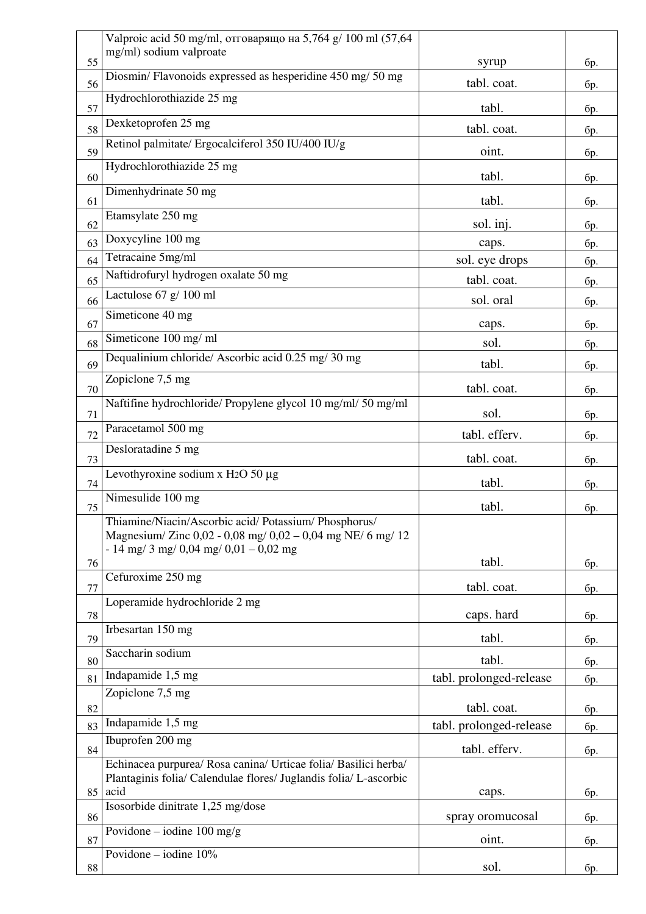| | | | |
|---|---|---|---|
| 55 | Valproic acid 50 mg/ml, отговарящо на 5,764 g/ 100 ml (57,64 mg/ml) sodium valproate | syrup | бр. |
| 56 | Diosmin/ Flavonoids expressed as hesperidine 450 mg/ 50 mg | tabl. coat. | бр. |
| 57 | Hydrochlorothiazide 25 mg | tabl. | бр. |
| 58 | Dexketoprofen 25 mg | tabl. coat. | бр. |
| 59 | Retinol palmitate/ Ergocalciferol 350 IU/400 IU/g | oint. | бр. |
| 60 | Hydrochlorothiazide 25 mg | tabl. | бр. |
| 61 | Dimenhydrinate 50 mg | tabl. | бр. |
| 62 | Etamsylate 250 mg | sol. inj. | бр. |
| 63 | Doxycyline 100 mg | caps. | бр. |
| 64 | Tetracaine 5mg/ml | sol. eye drops | бр. |
| 65 | Naftidrofuryl hydrogen oxalate 50 mg | tabl. coat. | бр. |
| 66 | Lactulose 67 g/ 100 ml | sol. oral | бр. |
| 67 | Simeticone 40 mg | caps. | бр. |
| 68 | Simeticone 100 mg/ ml | sol. | бр. |
| 69 | Dequalinium chloride/ Ascorbic acid 0.25 mg/ 30 mg | tabl. | бр. |
| 70 | Zopiclone 7,5 mg | tabl. coat. | бр. |
| 71 | Naftifine hydrochloride/ Propylene glycol 10 mg/ml/ 50 mg/ml | sol. | бр. |
| 72 | Paracetamol 500 mg | tabl. efferv. | бр. |
| 73 | Desloratadine 5 mg | tabl. coat. | бр. |
| 74 | Levothyroxine sodium x $H_2O$ 50 µg | tabl. | бр. |
| 75 | Nimesulide 100 mg | tabl. | бр. |
| 76 | Thiamine/Niacin/Ascorbic acid/ Potassium/ Phosphorus/ Magnesium/ Zinc 0,02 - 0,08 mg/ 0,02 – 0,04 mg NE/ 6 mg/ 12 - 14 mg/ 3 mg/ 0,04 mg/ 0,01 – 0,02 mg | tabl. | бр. |
| 77 | Cefuroxime 250 mg | tabl. coat. | бр. |
| 78 | Loperamide hydrochloride 2 mg | caps. hard | бр. |
| 79 | Irbesartan 150 mg | tabl. | бр. |
| 80 | Saccharin sodium | tabl. | бр. |
| 81 | Indapamide 1,5 mg | tabl. prolonged-release | бр. |
| 82 | Zopiclone 7,5 mg | tabl. coat. | бр. |
| 83 | Indapamide 1,5 mg | tabl. prolonged-release | бр. |
| 84 | Ibuprofen 200 mg | tabl. efferv. | бр. |
| 85 | Echinacea purpurea/ Rosa canina/ Urticae folia/ Basilici herba/ Plantaginis folia/ Calendulae flores/ Juglandis folia/ L-ascorbic acid | caps. | бр. |
| 86 | Isosorbide dinitrate 1,25 mg/dose | spray oromucosal | бр. |
| 87 | Povidone – iodine 100 mg/g | oint. | бр. |
| 88 | Povidone – iodine 10% | sol. | бр. |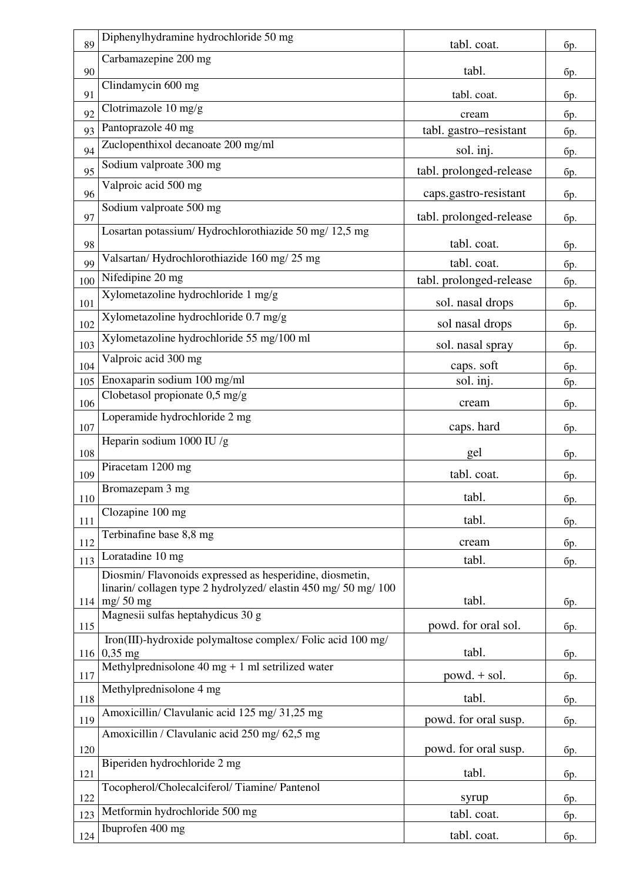| 89 | Diphenylhydramine hydrochloride 50 mg | tabl. coat. | бр. |
|---|---|---|---|
| 90 | Carbamazepine 200 mg | tabl. | бр. |
| 91 | Clindamycin 600 mg | tabl. coat. | бр. |
| 92 | Clotrimazole 10 mg/g | cream | бр. |
| 93 | Pantoprazole 40 mg | tabl. gastro–resistant | бр. |
| 94 | Zuclopenthixol decanoate 200 mg/ml | sol. inj. | бр. |
| 95 | Sodium valproate 300 mg | tabl. prolonged-release | бр. |
| 96 | Valproic acid 500 mg | caps.gastro-resistant | бр. |
| 97 | Sodium valproate 500 mg | tabl. prolonged-release | бр. |
| 98 | Losartan potassium/ Hydrochlorothiazide 50 mg/ 12,5 mg | tabl. coat. | бр. |
| 99 | Valsartan/ Hydrochlorothiazide 160 mg/ 25 mg | tabl. coat. | бр. |
| 100 | Nifedipine 20 mg | tabl. prolonged-release | бр. |
| 101 | Xylometazoline hydrochloride 1 mg/g | sol. nasal drops | бр. |
| 102 | Xylometazoline hydrochloride 0.7 mg/g | sol nasal drops | бр. |
| 103 | Xylometazoline hydrochloride 55 mg/100 ml | sol. nasal spray | бр. |
| 104 | Valproic acid 300 mg | caps. soft | бр. |
| 105 | Enoxaparin sodium 100 mg/ml | sol. inj. | бр. |
| 106 | Clobetasol propionate 0,5 mg/g | cream | бр. |
| 107 | Loperamide hydrochloride 2 mg | caps. hard | бр. |
| 108 | Heparin sodium 1000 IU /g | gel | бр. |
| 109 | Piracetam 1200 mg | tabl. coat. | бр. |
| 110 | Bromazepam 3 mg | tabl. | бр. |
| 111 | Clozapine 100 mg | tabl. | бр. |
| 112 | Terbinafine base 8,8 mg | cream | бр. |
| 113 | Loratadine 10 mg | tabl. | бр. |
| 114 | Diosmin/ Flavonoids expressed as hesperidine, diosmetin, linarin/ collagen type 2 hydrolyzed/ elastin 450 mg/ 50 mg/ 100 mg/ 50 mg | tabl. | бр. |
| 115 | Magnesii sulfas heptahydicus 30 g | powd. for oral sol. | бр. |
| 116 | Iron(III)-hydroxide polymaltose complex/ Folic acid 100 mg/ 0,35 mg | tabl. | бр. |
| 117 | Methylprednisolone 40 mg + 1 ml setrilized water | powd. + sol. | бр. |
| 118 | Methylprednisolone 4 mg | tabl. | бр. |
| 119 | Amoxicillin/ Clavulanic acid 125 mg/ 31,25 mg | powd. for oral susp. | бр. |
| 120 | Amoxicillin / Clavulanic acid 250 mg/ 62,5 mg | powd. for oral susp. | бр. |
| 121 | Biperiden hydrochloride 2 mg | tabl. | бр. |
| 122 | Tocopherol/Cholecalciferol/ Tiamine/ Pantenol | syrup | бр. |
| 123 | Metformin hydrochloride 500 mg | tabl. coat. | бр. |
| 124 | Ibuprofen 400 mg | tabl. coat. | бр. |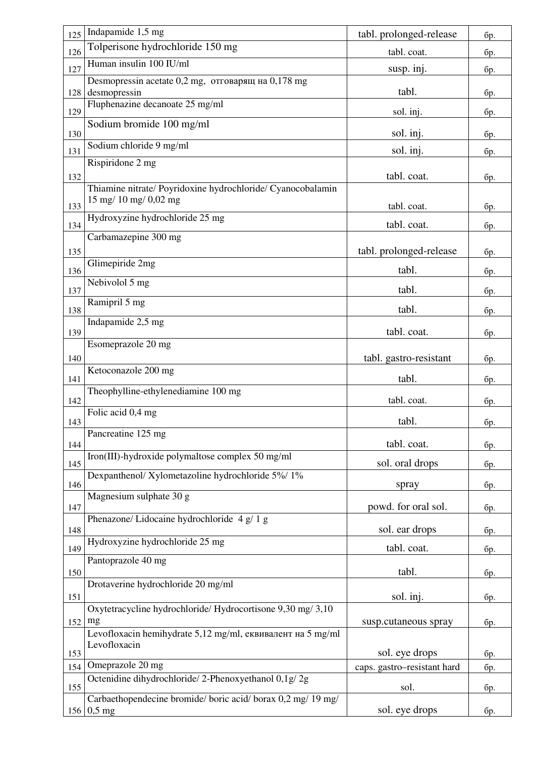| | | | |
|---|---|---|---|
| 125 | Indapamide 1,5 mg | tabl. prolonged-release | бр. |
| 126 | Tolperisone hydrochloride 150 mg | tabl. coat. | бр. |
| 127 | Human insulin 100 IU/ml | susp. inj. | бр. |
| 128 | Desmopressin acetate 0,2 mg, отговарящ на 0,178 mg desmopressin | tabl. | бр. |
| 129 | Fluphenazine decanoate 25 mg/ml | sol. inj. | бр. |
| 130 | Sodium bromide 100 mg/ml | sol. inj. | бр. |
| 131 | Sodium chloride 9 mg/ml | sol. inj. | бр. |
| 132 | Rispiridone 2 mg | tabl. coat. | бр. |
| 133 | Thiamine nitrate/ Poyridoxine hydrochloride/ Cyanocobalamin 15 mg/ 10 mg/ 0,02 mg | tabl. coat. | бр. |
| 134 | Hydroxyzine hydrochloride 25 mg | tabl. coat. | бр. |
| 135 | Carbamazepine 300 mg | tabl. prolonged-release | бр. |
| 136 | Glimepiride 2mg | tabl. | бр. |
| 137 | Nebivolol 5 mg | tabl. | бр. |
| 138 | Ramipril 5 mg | tabl. | бр. |
| 139 | Indapamide 2,5 mg | tabl. coat. | бр. |
| 140 | Esomeprazole 20 mg | tabl. gastro-resistant | бр. |
| 141 | Ketoconazole 200 mg | tabl. | бр. |
| 142 | Theophylline-ethylenediamine 100 mg | tabl. coat. | бр. |
| 143 | Folic acid 0,4 mg | tabl. | бр. |
| 144 | Pancreatine 125 mg | tabl. coat. | бр. |
| 145 | Iron(III)-hydroxide polymaltose complex 50 mg/ml | sol. oral drops | бр. |
| 146 | Dexpanthenol/ Xylometazoline hydrochloride 5%/ 1% | spray | бр. |
| 147 | Magnesium sulphate 30 g | powd. for oral sol. | бр. |
| 148 | Phenazone/ Lidocaine hydrochloride 4 g/ 1 g | sol. ear drops | бр. |
| 149 | Hydroxyzine hydrochloride 25 mg | tabl. coat. | бр. |
| 150 | Pantoprazole 40 mg | tabl. | бр. |
| 151 | Drotaverine hydrochloride 20 mg/ml | sol. inj. | бр. |
| 152 | Oxytetracycline hydrochloride/ Hydrocortisone 9,30 mg/ 3,10 mg | susp.cutaneous spray | бр. |
| 153 | Levofloxacin hemihydrate 5,12 mg/ml, еквивалент на 5 mg/ml Levofloxacin | sol. eye drops | бр. |
| 154 | Omeprazole 20 mg | caps. gastro–resistant hard | бр. |
| 155 | Octenidine dihydrochloride/ 2-Phenoxyethanol 0,1g/ 2g | sol. | бр. |
| 156 | Carbaethopendecine bromide/ boric acid/ borax 0,2 mg/ 19 mg/ 0,5 mg | sol. eye drops | бр. |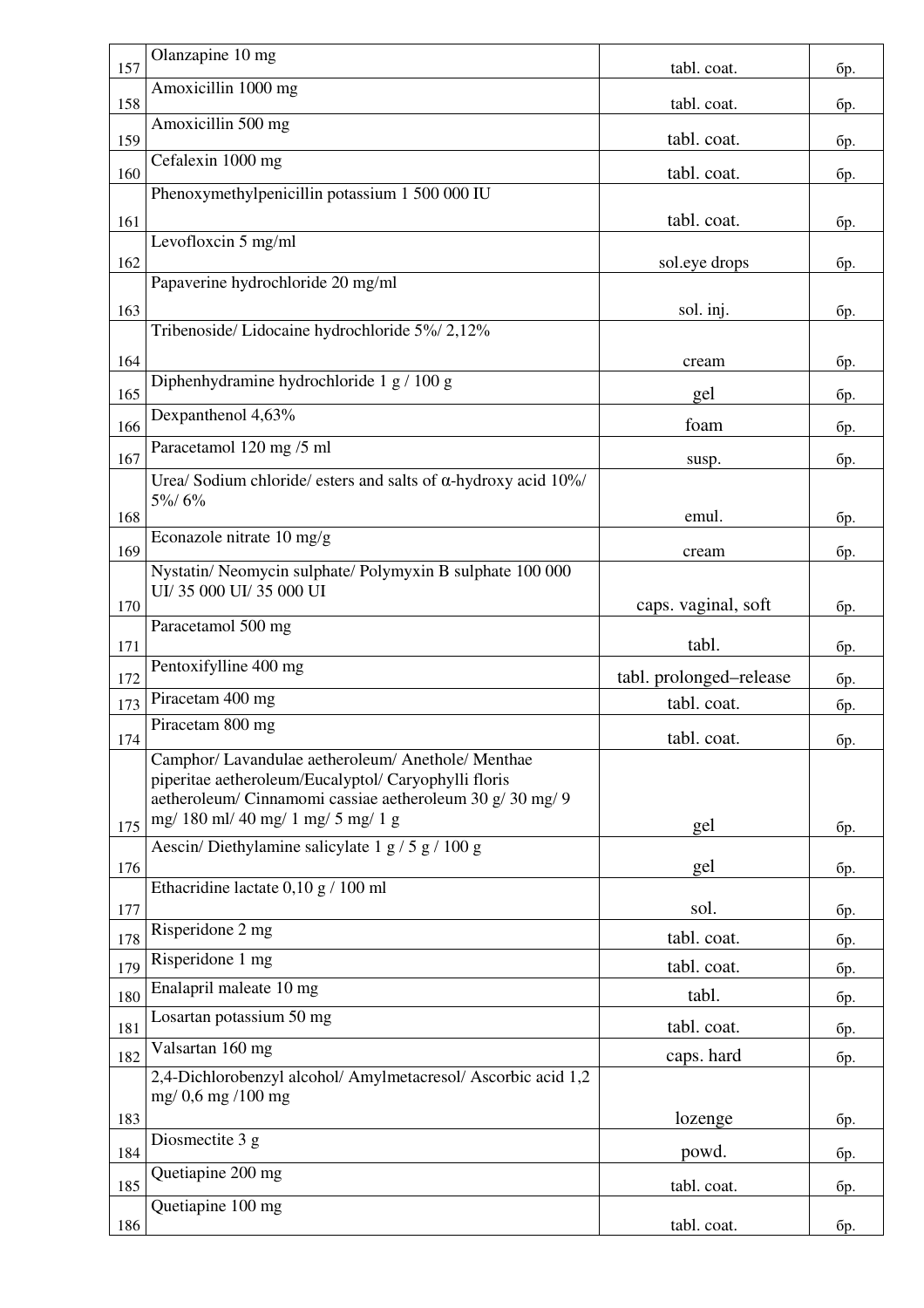| | | | |
|---|---|---|---|
| 157 | Olanzapine 10 mg | tabl. coat. | бр. |
| 158 | Amoxicillin 1000 mg | tabl. coat. | бр. |
| 159 | Amoxicillin 500 mg | tabl. coat. | бр. |
| 160 | Cefalexin 1000 mg | tabl. coat. | бр. |
| 161 | Phenoxymethylpenicillin potassium 1 500 000 IU | tabl. coat. | бр. |
| 162 | Levofloxcin 5 mg/ml | sol.eye drops | бр. |
| 163 | Papaverine hydrochloride 20 mg/ml | sol. inj. | бр. |
| 164 | Tribenoside/ Lidocaine hydrochloride 5%/ 2,12% | cream | бр. |
| 165 | Diphenhydramine hydrochloride 1 g / 100 g | gel | бр. |
| 166 | Dexpanthenol 4,63% | foam | бр. |
| 167 | Paracetamol 120 mg /5 ml | susp. | бр. |
| 168 | Urea/ Sodium chloride/ esters and salts of α-hydroxy acid 10%/ 5%/ 6% | emul. | бр. |
| 169 | Econazole nitrate 10 mg/g | cream | бр. |
| 170 | Nystatin/ Neomycin sulphate/ Polymyxin B sulphate 100 000 UI/ 35 000 UI/ 35 000 UI | caps. vaginal, soft | бр. |
| 171 | Paracetamol 500 mg | tabl. | бр. |
| 172 | Pentoxifylline 400 mg | tabl. prolonged–release | бр. |
| 173 | Piracetam 400 mg | tabl. coat. | бр. |
| 174 | Piracetam 800 mg | tabl. coat. | бр. |
| 175 | Camphor/ Lavandulae aetheroleum/ Anethole/ Menthae piperitae aetheroleum/Eucalyptol/ Caryophylli floris aetheroleum/ Cinnamomi cassiae aetheroleum 30 g/ 30 mg/ 9 mg/ 180 ml/ 40 mg/ 1 mg/ 5 mg/ 1 g | gel | бр. |
| 176 | Aescin/ Diethylamine salicylate 1 g / 5 g / 100 g | gel | бр. |
| 177 | Ethacridine lactate 0,10 g / 100 ml | sol. | бр. |
| 178 | Risperidone 2 mg | tabl. coat. | бр. |
| 179 | Risperidone 1 mg | tabl. coat. | бр. |
| 180 | Enalapril maleate 10 mg | tabl. | бр. |
| 181 | Losartan potassium 50 mg | tabl. coat. | бр. |
| 182 | Valsartan 160 mg | caps. hard | бр. |
| 183 | 2,4-Dichlorobenzyl alcohol/ Amylmetacresol/ Ascorbic acid 1,2 mg/ 0,6 mg /100 mg | lozenge | бр. |
| 184 | Diosmectite 3 g | powd. | бр. |
| 185 | Quetiapine 200 mg | tabl. coat. | бр. |
| 186 | Quetiapine 100 mg | tabl. coat. | бр. |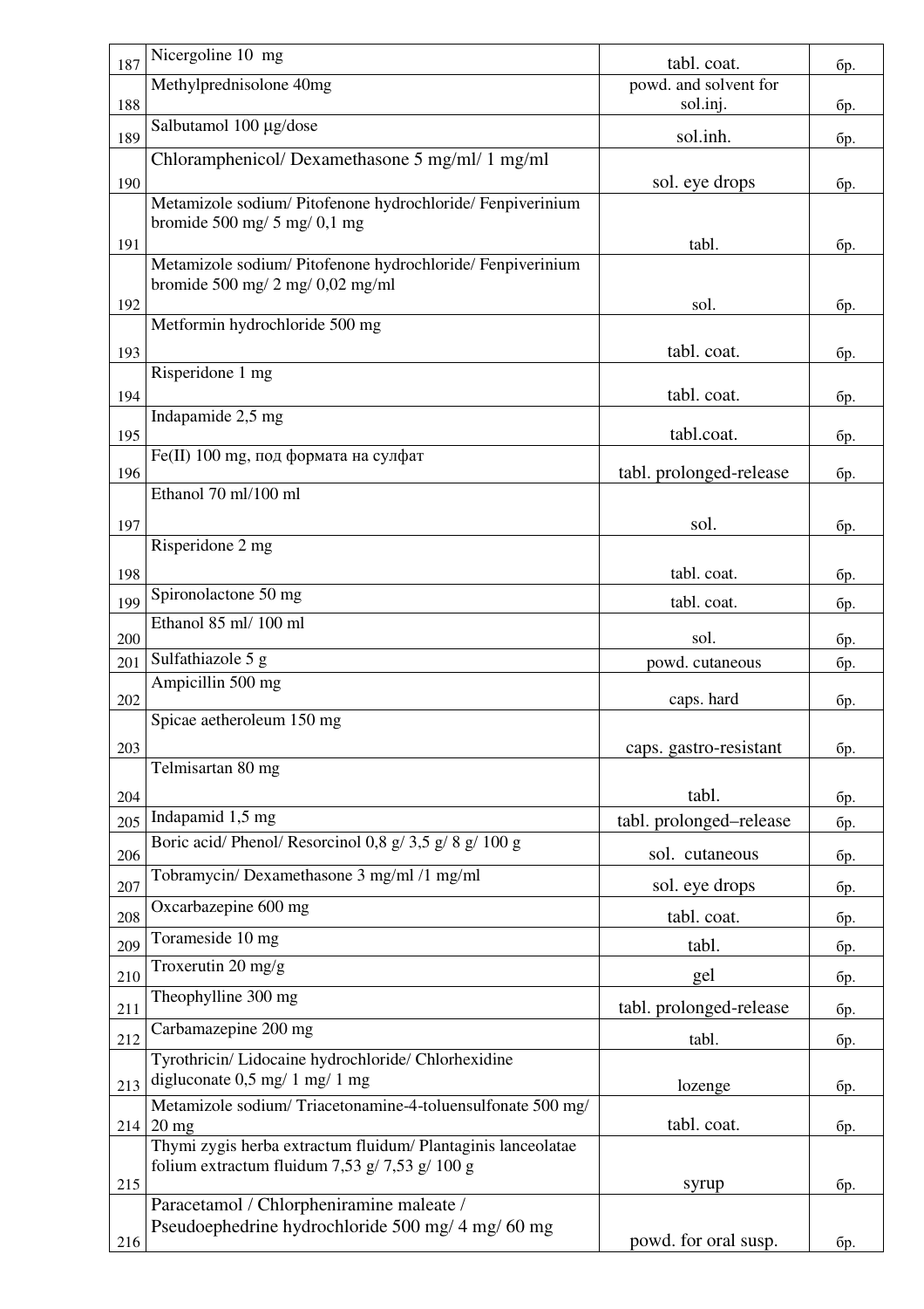| | | | |
|---|---|---|---|
| 187 | Nicergoline 10 mg | tabl. coat. | бр. |
| 188 | Methylprednisolone 40mg | powd. and solvent for sol.inj. | бр. |
| 189 | Salbutamol 100 µg/dose | sol.inh. | бр. |
| 190 | Chloramphenicol/ Dexamethasone 5 mg/ml/ 1 mg/ml | sol. eye drops | бр. |
| 191 | Metamizole sodium/ Pitofenone hydrochloride/ Fenpiverinium bromide 500 mg/ 5 mg/ 0,1 mg | tabl. | бр. |
| 192 | Metamizole sodium/ Pitofenone hydrochloride/ Fenpiverinium bromide 500 mg/ 2 mg/ 0,02 mg/ml | sol. | бр. |
| 193 | Metformin hydrochloride 500 mg | tabl. coat. | бр. |
| 194 | Risperidone 1 mg | tabl. coat. | бр. |
| 195 | Indapamide 2,5 mg | tabl.coat. | бр. |
| 196 | Fe(II) 100 mg, под формата на сулфат | tabl. prolonged-release | бр. |
| 197 | Ethanol 70 ml/100 ml | sol. | бр. |
| 198 | Risperidone 2 mg | tabl. coat. | бр. |
| 199 | Spironolactone 50 mg | tabl. coat. | бр. |
| 200 | Ethanol 85 ml/ 100 ml | sol. | бр. |
| 201 | Sulfathiazole 5 g | powd. cutaneous | бр. |
| 202 | Ampicillin 500 mg | caps. hard | бр. |
| 203 | Spicae aetheroleum 150 mg | caps. gastro-resistant | бр. |
| 204 | Telmisartan 80 mg | tabl. | бр. |
| 205 | Indapamid 1,5 mg | tabl. prolonged–release | бр. |
| 206 | Boric acid/ Phenol/ Resorcinol 0,8 g/ 3,5 g/ 8 g/ 100 g | sol. cutaneous | бр. |
| 207 | Tobramycin/ Dexamethasone 3 mg/ml /1 mg/ml | sol. eye drops | бр. |
| 208 | Oxcarbazepine 600 mg | tabl. coat. | бр. |
| 209 | Torameside 10 mg | tabl. | бр. |
| 210 | Troxerutin 20 mg/g | gel | бр. |
| 211 | Theophylline 300 mg | tabl. prolonged-release | бр. |
| 212 | Carbamazepine 200 mg | tabl. | бр. |
| 213 | Tyrothricin/ Lidocaine hydrochloride/ Chlorhexidine digluconate 0,5 mg/ 1 mg/ 1 mg | lozenge | бр. |
| 214 | Metamizole sodium/ Triacetonamine-4-toluensulfonate 500 mg/ 20 mg | tabl. coat. | бр. |
| 215 | Thymi zygis herba extractum fluidum/ Plantaginis lanceolatae folium extractum fluidum 7,53 g/ 7,53 g/ 100 g | syrup | бр. |
| 216 | Paracetamol / Chlorpheniramine maleate / Pseudoephedrine hydrochloride 500 mg/ 4 mg/ 60 mg | powd. for oral susp. | бр. |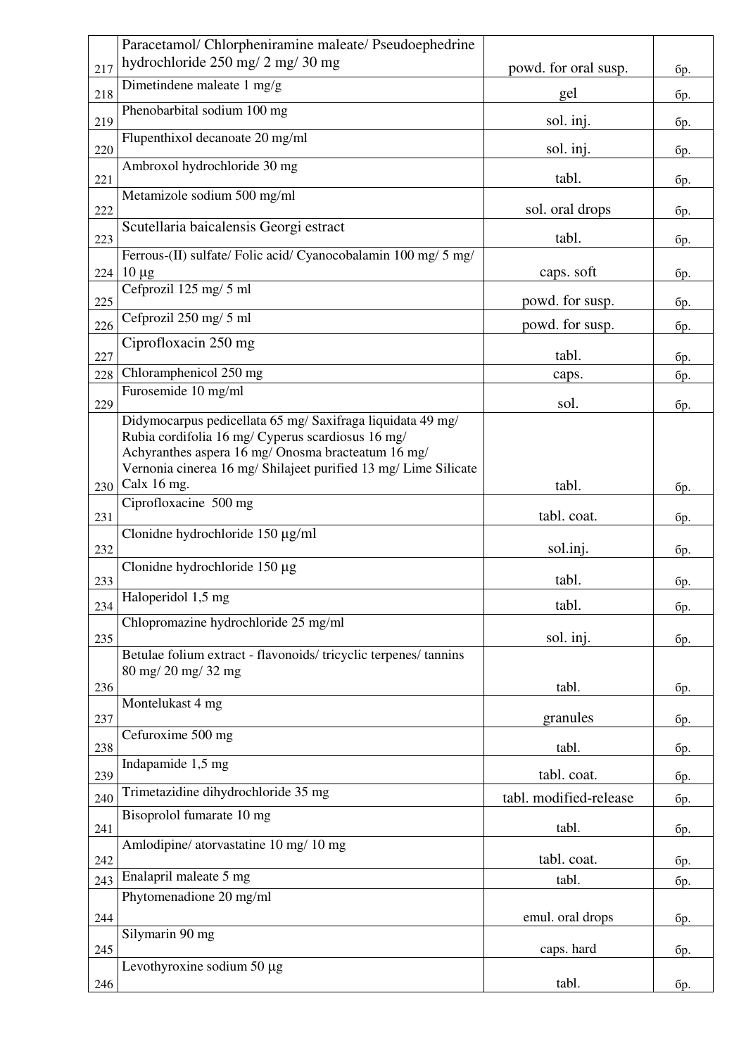| | | | |
|---|---|---|---|
| 217 | Paracetamol/ Chlorpheniramine maleate/ Pseudoephedrine hydrochloride 250 mg/ 2 mg/ 30 mg | powd. for oral susp. | бр. |
| 218 | Dimetindene maleate 1 mg/g | gel | бр. |
| 219 | Phenobarbital sodium 100 mg | sol. inj. | бр. |
| 220 | Flupenthixol decanoate 20 mg/ml | sol. inj. | бр. |
| 221 | Ambroxol hydrochloride 30 mg | tabl. | бр. |
| 222 | Metamizole sodium 500 mg/ml | sol. oral drops | бр. |
| 223 | Scutellaria baicalensis Georgi estract | tabl. | бр. |
| 224 | Ferrous-(II) sulfate/ Folic acid/ Cyanocobalamin 100 mg/ 5 mg/ 10 µg | caps. soft | бр. |
| 225 | Cefprozil 125 mg/ 5 ml | powd. for susp. | бр. |
| 226 | Cefprozil 250 mg/ 5 ml | powd. for susp. | бр. |
| 227 | Ciprofloxacin 250 mg | tabl. | бр. |
| 228 | Chloramphenicol 250 mg | caps. | бр. |
| 229 | Furosemide 10 mg/ml | sol. | бр. |
| 230 | Didymocarpus pedicellata 65 mg/ Saxifraga liquidata 49 mg/ Rubia cordifolia 16 mg/ Cyperus scardiosus 16 mg/ Achyranthes aspera 16 mg/ Onosma bracteatum 16 mg/ Vernonia cinerea 16 mg/ Shilajeet purified 13 mg/ Lime Silicate Calx 16 mg. | tabl. | бр. |
| 231 | Ciprofloxacine 500 mg | tabl. coat. | бр. |
| 232 | Clonidne hydrochloride 150 µg/ml | sol.inj. | бр. |
| 233 | Clonidne hydrochloride 150 µg | tabl. | бр. |
| 234 | Haloperidol 1,5 mg | tabl. | бр. |
| 235 | Chlopromazine hydrochloride 25 mg/ml | sol. inj. | бр. |
| 236 | Betulae folium extract - flavonoids/ tricyclic terpenes/ tannins 80 mg/ 20 mg/ 32 mg | tabl. | бр. |
| 237 | Montelukast 4 mg | granules | бр. |
| 238 | Cefuroxime 500 mg | tabl. | бр. |
| 239 | Indapamide 1,5 mg | tabl. coat. | бр. |
| 240 | Trimetazidine dihydrochloride 35 mg | tabl. modified-release | бр. |
| 241 | Bisoprolol fumarate 10 mg | tabl. | бр. |
| 242 | Amlodipine/ atorvastatine 10 mg/ 10 mg | tabl. coat. | бр. |
| 243 | Enalapril maleate 5 mg | tabl. | бр. |
| 244 | Phytomenadione 20 mg/ml | emul. oral drops | бр. |
| 245 | Silymarin 90 mg | caps. hard | бр. |
| 246 | Levothyroxine sodium 50 µg | tabl. | бр. |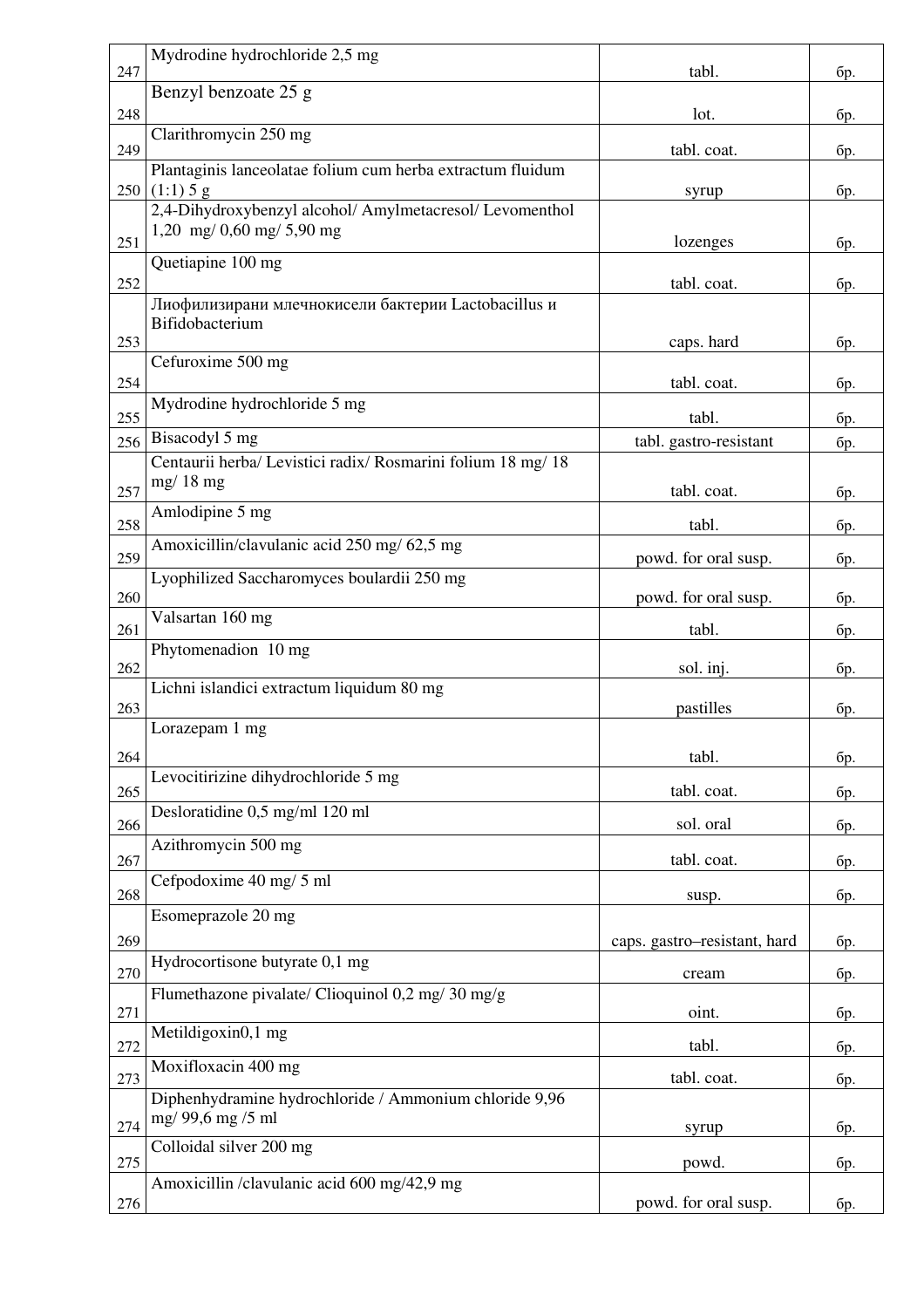| | | | |
|---|---|---|---|
| 247 | Mydrodine hydrochloride 2,5 mg | tabl. | бр. |
| 248 | Benzyl benzoate 25 g | lot. | бр. |
| 249 | Clarithromycin 250 mg | tabl. coat. | бр. |
| 250 | Plantaginis lanceolatae folium cum herba extractum fluidum (1:1) 5 g | syrup | бр. |
| 251 | 2,4-Dihydroxybenzyl alcohol/ Amylmetacresol/ Levomenthol 1,20 mg/ 0,60 mg/ 5,90 mg | lozenges | бр. |
| 252 | Quetiapine 100 mg | tabl. coat. | бр. |
| 253 | Лиофилизирани млечнокисели бактерии Lactobacillus и Bifidobacterium | caps. hard | бр. |
| 254 | Cefuroxime 500 mg | tabl. coat. | бр. |
| 255 | Mydrodine hydrochloride 5 mg | tabl. | бр. |
| 256 | Bisacodyl 5 mg | tabl. gastro-resistant | бр. |
| 257 | Centaurii herba/ Levistici radix/ Rosmarini folium 18 mg/ 18 mg/ 18 mg | tabl. coat. | бр. |
| 258 | Amlodipine 5 mg | tabl. | бр. |
| 259 | Amoxicillin/clavulanic acid 250 mg/ 62,5 mg | powd. for oral susp. | бр. |
| 260 | Lyophilized Saccharomyces boulardii 250 mg | powd. for oral susp. | бр. |
| 261 | Valsartan 160 mg | tabl. | бр. |
| 262 | Phytomenadion 10 mg | sol. inj. | бр. |
| 263 | Lichni islandici extractum liquidum 80 mg | pastilles | бр. |
| 264 | Lorazepam 1 mg | tabl. | бр. |
| 265 | Levocitirizine dihydrochloride 5 mg | tabl. coat. | бр. |
| 266 | Desloratidine 0,5 mg/ml 120 ml | sol. oral | бр. |
| 267 | Azithromycin 500 mg | tabl. coat. | бр. |
| 268 | Cefpodoxime 40 mg/ 5 ml | susp. | бр. |
| 269 | Esomeprazole 20 mg | caps. gastro–resistant, hard | бр. |
| 270 | Hydrocortisone butyrate 0,1 mg | cream | бр. |
| 271 | Flumethazone pivalate/ Clioquinol 0,2 mg/ 30 mg/g | oint. | бр. |
| 272 | Metildigoxin0,1 mg | tabl. | бр. |
| 273 | Moxifloxacin 400 mg | tabl. coat. | бр. |
| 274 | Diphenhydramine hydrochloride / Ammonium chloride 9,96 mg/ 99,6 mg /5 ml | syrup | бр. |
| 275 | Colloidal silver 200 mg | powd. | бр. |
| 276 | Amoxicillin /clavulanic acid 600 mg/42,9 mg | powd. for oral susp. | бр. |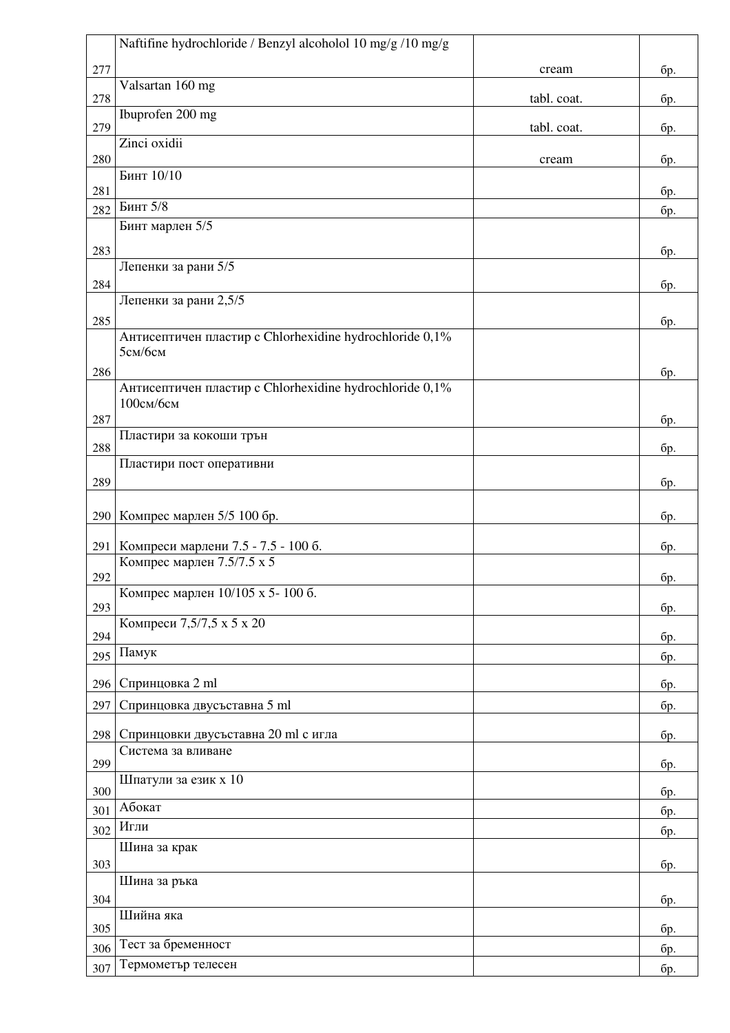| | | | |
|---|---|---|---|
| 277 | Naftifine hydrochloride / Benzyl alcoholol 10 mg/g /10 mg/g | cream | бр. |
| 278 | Valsartan 160 mg | tabl. coat. | бр. |
| 279 | Ibuprofen 200 mg | tabl. coat. | бр. |
| 280 | Zinci oxidii | cream | бр. |
| 281 | Бинт 10/10 | | бр. |
| 282 | Бинт 5/8 | | бр. |
| 283 | Бинт марлен 5/5 | | бр. |
| 284 | Лепенки за рани 5/5 | | бр. |
| 285 | Лепенки за рани 2,5/5 | | бр. |
| 286 | Антисептичен пластир с Chlorhexidine hydrochloride 0,1% 5см/6см | | бр. |
| 287 | Антисептичен пластир с Chlorhexidine hydrochloride 0,1% 100см/6см | | бр. |
| 288 | Пластири за кокоши трън | | бр. |
| 289 | Пластири пост оперативни | | бр. |
| 290 | Компрес марлен 5/5 100 бр. | | бр. |
| 291 | Компреси марлени 7.5 - 7.5 - 100 б. | | бр. |
| 292 | Компрес марлен 7.5/7.5 x 5 | | бр. |
| 293 | Компрес марлен 10/105 x 5- 100 б. | | бр. |
| 294 | Компреси 7,5/7,5 x 5 x 20 | | бр. |
| 295 | Памук | | бр. |
| 296 | Спринцовка 2 ml | | бр. |
| 297 | Спринцовка двусъставна 5 ml | | бр. |
| 298 | Спринцовки двусъставна 20 ml с игла | | бр. |
| 299 | Система за вливане | | бр. |
| 300 | Шпатули за език x 10 | | бр. |
| 301 | Абокат | | бр. |
| 302 | Игли | | бр. |
| 303 | Шина за крак | | бр. |
| 304 | Шина за ръка | | бр. |
| 305 | Шийна яка | | бр. |
| 306 | Тест за бременност | | бр. |
| 307 | Термометър телесен | | бр. |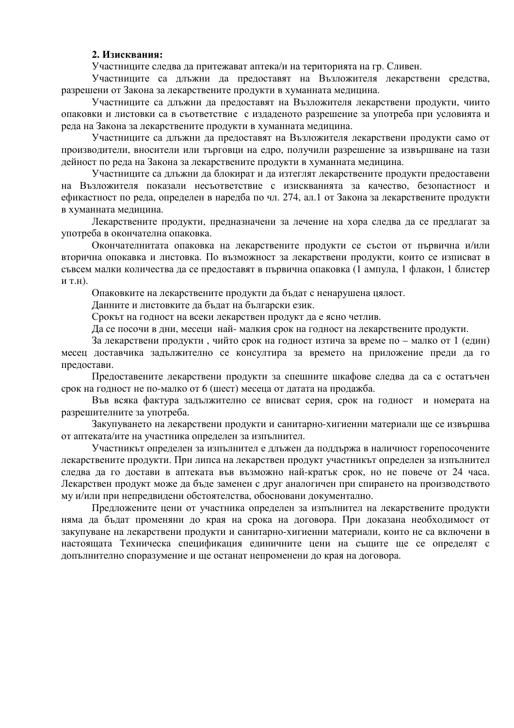**2. Изисквания:**

Участниците следва да притежават аптека/и на територията на гр. Сливен.

Участниците са длъжни да предоставят на Възложителя лекарствени средства, разрешени от Закона за лекарствените продукти в хуманната медицина.

Участниците са длъжни да предоставят на Възложителя лекарствени продукти, чиито опаковки и листовки са в съответствие с издаденото разрешение за употреба при условията и реда на Закона за лекарствените продукти в хуманната медицина.

Участниците са длъжни да предоставят на Възложителя лекарствени продукти само от производители, вносители или търговци на едро, получили разрешение за извършване на тази дейност по реда на Закона за лекарствените продукти в хуманната медицина.

Участниците са длъжни да блокират и да изтеглят лекарствените продукти предоставени на Възложителя показали несъответствие с изискванията за качество, безопастност и ефикастност по реда, определен в наредба по чл. 274, ал.1 от Закона за лекарствените продукти в хуманната медицина.

Лекарствените продукти, предназначени за лечение на хора следва да се предлагат за употреба в окончателна опаковка.

Окончателнитата опаковка на лекарствените продукти се състои от първична и/или вторична опокавка и листовка. По възможност за лекарствени продукти, които се изписват в съвсем малки количества да се предоставят в първична опаковка (1 ампула, 1 флакон, 1 блистер и т.н).

Опаковките на лекарствените продукти да бъдат с ненарушена цялост.

Данните и листовките да бъдат на български език.

Срокът на годност на всеки лекарствен продукт да е ясно четлив.

Да се посочи в дни, месеци най- малкия срок на годност на лекарствените продукти.

За лекарствени продукти , чийто срок на годност изтича за време по – малко от 1 (един) месец доставчика задължително се консултира за времето на приложение преди да го предостави.

Предоставените лекарствени продукти за спешните шкафове следва да са с остатъчен срок на годност не по-малко от 6 (шест) месеца от датата на продажба.

Във всяка фактура задължително се вписват серия, срок на годност и номерата на разрешителните за употреба.

Закупуването на лекарствени продукти и санитарно-хигиенни материали ще се извършва от аптеката/ите на участника определен за изпълнител.

Участникът определен за изпълнител е длъжен да поддържа в наличност горепосочените лекарствените продукти. При липса на лекарствен продукт участникът определен за изпълнител следва да го достави в аптеката във възможно най-кратък срок, но не повече от 24 часа. Лекарствен продукт може да бъде заменен с друг аналогичен при спирането на производството му и/или при непредвидени обстоятелства, обосновани документално.

Предложените цени от участника определен за изпълнител на лекарствените продукти няма да бъдат променяни до края на срока на договора. При доказана необходимост от закупуване на лекарствени продукти и санитарно-хигиенни материали, които не са включени в настоящата Техническа спецификация единичните цени на същите ще се определят с допълнително споразумение и ще останат непроменени до края на договора.